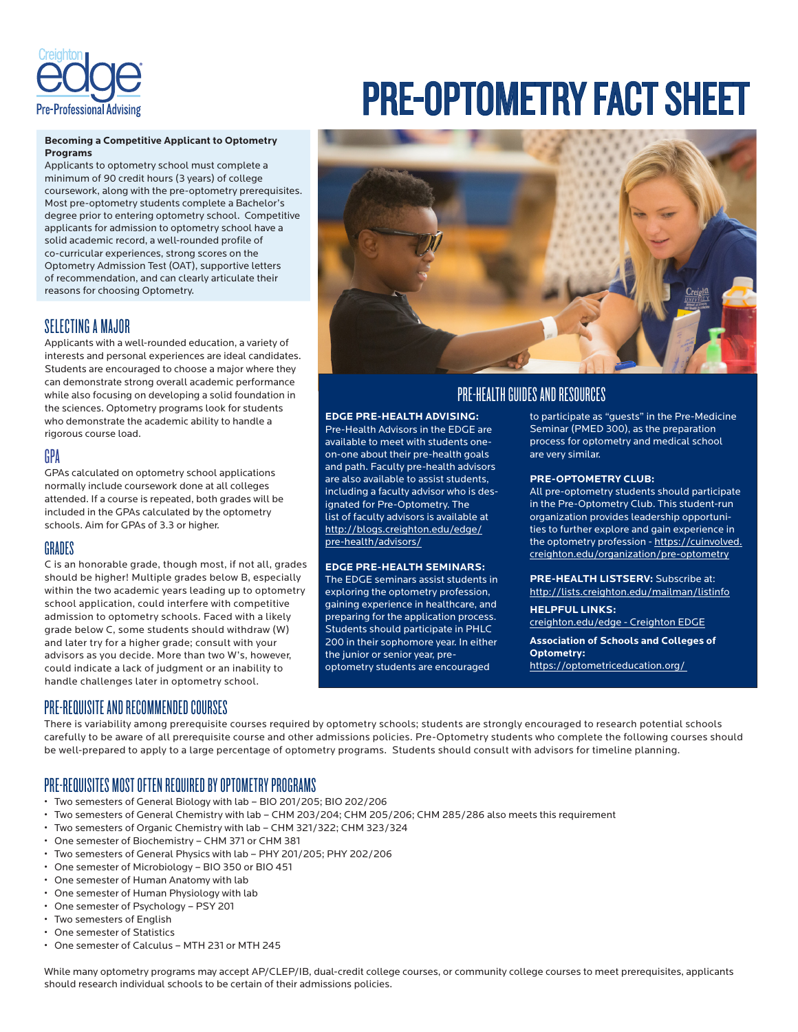Creighton edge Pre-Professional Advising

# PRE-OPTOMETRY FACT SHEET

**Becoming a Competitive Applicant to Optometry Programs**

Applicants to optometry school must complete a minimum of 90 credit hours (3 years) of college coursework, along with the pre-optometry prerequisites. Most pre-optometry students complete a Bachelor's degree prior to entering optometry school. Competitive applicants for admission to optometry school have a solid academic record, a well-rounded profile of co-curricular experiences, strong scores on the Optometry Admission Test (OAT), supportive letters of recommendation, and can clearly articulate their reasons for choosing Optometry.

## SELECTING A MAJOR

Applicants with a well-rounded education, a variety of interests and personal experiences are ideal candidates. Students are encouraged to choose a major where they can demonstrate strong overall academic performance while also focusing on developing a solid foundation in the sciences. Optometry programs look for students who demonstrate the academic ability to handle a rigorous course load.

## GPA

GPAs calculated on optometry school applications normally include coursework done at all colleges attended. If a course is repeated, both grades will be included in the GPAs calculated by the optometry schools. Aim for GPAs of 3.3 or higher.

## GRADES

C is an honorable grade, though most, if not all, grades should be higher! Multiple grades below B, especially within the two academic years leading up to optometry school application, could interfere with competitive admission to optometry schools. Faced with a likely grade below C, some students should withdraw (W) and later try for a higher grade; consult with your advisors as you decide. More than two W's, however, could indicate a lack of judgment or an inability to handle challenges later in optometry school.

## PRE-HEALTH GUIDES AND RESOURCES

**EDGE PRE-HEALTH ADVISING:**
Pre-Health Advisors in the EDGE are available to meet with students one-on-one about their pre-health goals and path. Faculty pre-health advisors are also available to assist students, including a faculty advisor who is designated for Pre-Optometry. The list of faculty advisors is available at http://blogs.creighton.edu/edge/pre-health/advisors/

**EDGE PRE-HEALTH SEMINARS:**
The EDGE seminars assist students in exploring the optometry profession, gaining experience in healthcare, and preparing for the application process. Students should participate in PHLC 200 in their sophomore year. In either the junior or senior year, pre-optometry students are encouraged to participate as "guests" in the Pre-Medicine Seminar (PMED 300), as the preparation process for optometry and medical school are very similar.

**PRE-OPTOMETRY CLUB:**
All pre-optometry students should participate in the Pre-Optometry Club. This student-run organization provides leadership opportunities to further explore and gain experience in the optometry profession - https://cuinvolved.creighton.edu/organization/pre-optometry

**PRE-HEALTH LISTSERV:** Subscribe at: http://lists.creighton.edu/mailman/listinfo

**HELPFUL LINKS:**
creighton.edu/edge - Creighton EDGE

**Association of Schools and Colleges of Optometry:**
https://optometriceducation.org/

## PRE-REQUISITE AND RECOMMENDED COURSES

There is variability among prerequisite courses required by optometry schools; students are strongly encouraged to research potential schools carefully to be aware of all prerequisite course and other admissions policies. Pre-Optometry students who complete the following courses should be well-prepared to apply to a large percentage of optometry programs. Students should consult with advisors for timeline planning.

## PRE-REQUISITES MOST OFTEN REQUIRED BY OPTOMETRY PROGRAMS

- Two semesters of General Biology with lab – BIO 201/205; BIO 202/206
- Two semesters of General Chemistry with lab – CHM 203/204; CHM 205/206; CHM 285/286 also meets this requirement
- Two semesters of Organic Chemistry with lab – CHM 321/322; CHM 323/324
- One semester of Biochemistry – CHM 371 or CHM 381
- Two semesters of General Physics with lab – PHY 201/205; PHY 202/206
- One semester of Microbiology – BIO 350 or BIO 451
- One semester of Human Anatomy with lab
- One semester of Human Physiology with lab
- One semester of Psychology – PSY 201
- Two semesters of English
- One semester of Statistics
- One semester of Calculus – MTH 231 or MTH 245

While many optometry programs may accept AP/CLEP/IB, dual-credit college courses, or community college courses to meet prerequisites, applicants should research individual schools to be certain of their admissions policies.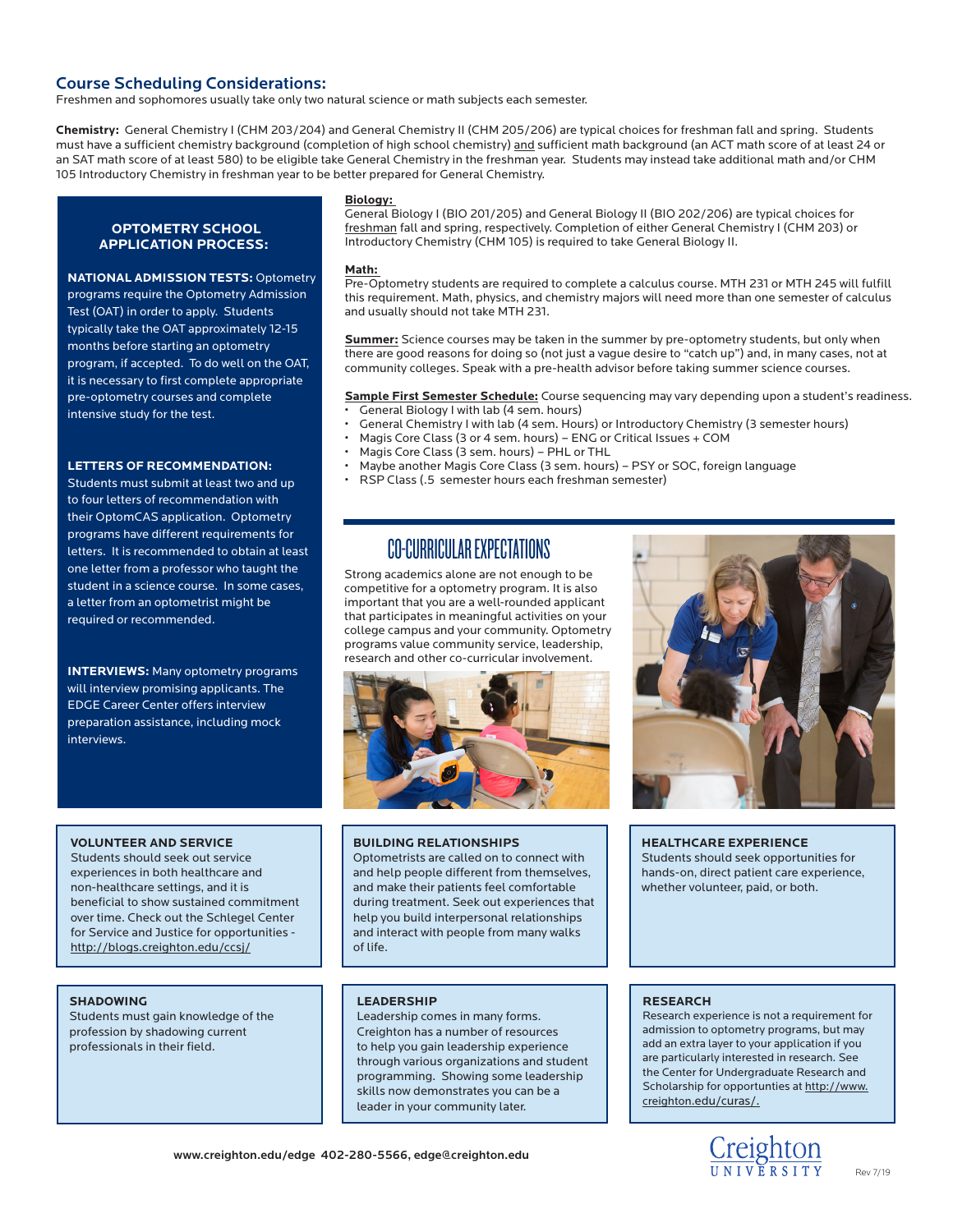## Course Scheduling Considerations:

Freshmen and sophomores usually take only two natural science or math subjects each semester.

**Chemistry:** General Chemistry I (CHM 203/204) and General Chemistry II (CHM 205/206) are typical choices for freshman fall and spring. Students must have a sufficient chemistry background (completion of high school chemistry) and sufficient math background (an ACT math score of at least 24 or an SAT math score of at least 580) to be eligible take General Chemistry in the freshman year. Students may instead take additional math and/or CHM 105 Introductory Chemistry in freshman year to be better prepared for General Chemistry.

### OPTOMETRY SCHOOL APPLICATION PROCESS:

**NATIONAL ADMISSION TESTS:** Optometry programs require the Optometry Admission Test (OAT) in order to apply. Students typically take the OAT approximately 12-15 months before starting an optometry program, if accepted. To do well on the OAT, it is necessary to first complete appropriate pre-optometry courses and complete intensive study for the test.

**LETTERS OF RECOMMENDATION:** Students must submit at least two and up to four letters of recommendation with their OptomCAS application. Optometry programs have different requirements for letters. It is recommended to obtain at least one letter from a professor who taught the student in a science course. In some cases, a letter from an optometrist might be required or recommended.

**INTERVIEWS:** Many optometry programs will interview promising applicants. The EDGE Career Center offers interview preparation assistance, including mock interviews.

**Biology:**
General Biology I (BIO 201/205) and General Biology II (BIO 202/206) are typical choices for freshman fall and spring, respectively. Completion of either General Chemistry I (CHM 203) or Introductory Chemistry (CHM 105) is required to take General Biology II.

**Math:**
Pre-Optometry students are required to complete a calculus course. MTH 231 or MTH 245 will fulfill this requirement. Math, physics, and chemistry majors will need more than one semester of calculus and usually should not take MTH 231.

**Summer:** Science courses may be taken in the summer by pre-optometry students, but only when there are good reasons for doing so (not just a vague desire to "catch up") and, in many cases, not at community colleges. Speak with a pre-health advisor before taking summer science courses.

**Sample First Semester Schedule:** Course sequencing may vary depending upon a student's readiness.

- General Biology I with lab (4 sem. hours)
- General Chemistry I with lab (4 sem. Hours) or Introductory Chemistry (3 semester hours)
- Magis Core Class (3 or 4 sem. hours) – ENG or Critical Issues + COM
- Magis Core Class (3 sem. hours) – PHL or THL
- Maybe another Magis Core Class (3 sem. hours) – PSY or SOC, foreign language
- RSP Class (.5 semester hours each freshman semester)

## CO-CURRICULAR EXPECTATIONS

Strong academics alone are not enough to be competitive for a optometry program. It is also important that you are a well-rounded applicant that participates in meaningful activities on your college campus and your community. Optometry programs value community service, leadership, research and other co-curricular involvement.

**VOLUNTEER AND SERVICE**
Students should seek out service experiences in both healthcare and non-healthcare settings, and it is beneficial to show sustained commitment over time. Check out the Schlegel Center for Service and Justice for opportunities - http://blogs.creighton.edu/ccsj/

**BUILDING RELATIONSHIPS**
Optometrists are called on to connect with and help people different from themselves, and make their patients feel comfortable during treatment. Seek out experiences that help you build interpersonal relationships and interact with people from many walks of life.

**HEALTHCARE EXPERIENCE**
Students should seek opportunities for hands-on, direct patient care experience, whether volunteer, paid, or both.

**SHADOWING**
Students must gain knowledge of the profession by shadowing current professionals in their field.

**LEADERSHIP**
Leadership comes in many forms. Creighton has a number of resources to help you gain leadership experience through various organizations and student programming. Showing some leadership skills now demonstrates you can be a leader in your community later.

**RESEARCH**
Research experience is not a requirement for admission to optometry programs, but may add an extra layer to your application if you are particularly interested in research. See the Center for Undergraduate Research and Scholarship for opportunities at http://www.creighton.edu/curas/.

www.creighton.edu/edge 402-280-5566, edge@creighton.edu

Creighton UNIVERSITY

Rev 7/19